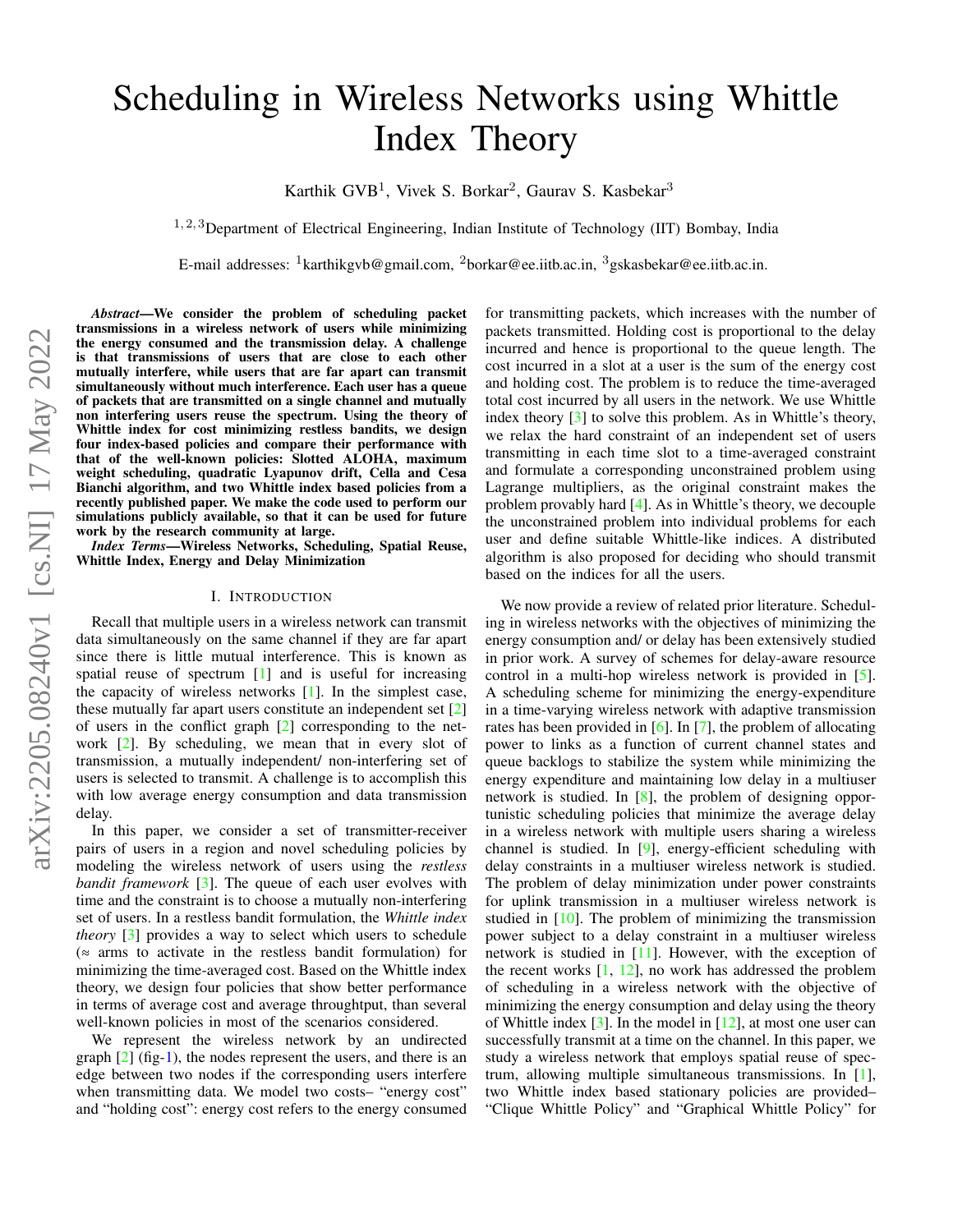# Scheduling in Wireless Networks using Whittle Index Theory

Karthik GVB[1], Vivek S. Borkar[2], Gaurav S. Kasbekar[3]

[1,2,3]Department of Electrical Engineering, Indian Institute of Technology (IIT) Bombay, India

E-mail addresses: [1]karthikgvb@gmail.com, [2]borkar@ee.iitb.ac.in, [3]gskasbekar@ee.iitb.ac.in.

***Abstract*—We consider the problem of scheduling packet transmissions in a wireless network of users while minimizing the energy consumed and the transmission delay. A challenge is that transmissions of users that are close to each other mutually interfere, while users that are far apart can transmit simultaneously without much interference. Each user has a queue of packets that are transmitted on a single channel and mutually non interfering users reuse the spectrum. Using the theory of Whittle index for cost minimizing restless bandits, we design four index-based policies and compare their performance with that of the well-known policies: Slotted ALOHA, maximum weight scheduling, quadratic Lyapunov drift, Cella and Cesa Bianchi algorithm, and two Whittle index based policies from a recently published paper. We make the code used to perform our simulations publicly available, so that it can be used for future work by the research community at large.**

***Index Terms*—Wireless Networks, Scheduling, Spatial Reuse, Whittle Index, Energy and Delay Minimization**

## I. Introduction

Recall that multiple users in a wireless network can transmit data simultaneously on the same channel if they are far apart since there is little mutual interference. This is known as spatial reuse of spectrum [1] and is useful for increasing the capacity of wireless networks [1]. In the simplest case, these mutually far apart users constitute an independent set [2] of users in the conflict graph [2] corresponding to the network [2]. By scheduling, we mean that in every slot of transmission, a mutually independent/ non-interfering set of users is selected to transmit. A challenge is to accomplish this with low average energy consumption and data transmission delay.

In this paper, we consider a set of transmitter-receiver pairs of users in a region and novel scheduling policies by modeling the wireless network of users using the *restless bandit framework* [3]. The queue of each user evolves with time and the constraint is to choose a mutually non-interfering set of users. In a restless bandit formulation, the *Whittle index theory* [3] provides a way to select which users to schedule ($\approx$ arms to activate in the restless bandit formulation) for minimizing the time-averaged cost. Based on the Whittle index theory, we design four policies that show better performance in terms of average cost and average throughput, than several well-known policies in most of the scenarios considered.

We represent the wireless network by an undirected graph [2] (fig-1), the nodes represent the users, and there is an edge between two nodes if the corresponding users interfere when transmitting data. We model two costs– "energy cost" and "holding cost": energy cost refers to the energy consumed for transmitting packets, which increases with the number of packets transmitted. Holding cost is proportional to the delay incurred and hence is proportional to the queue length. The cost incurred in a slot at a user is the sum of the energy cost and holding cost. The problem is to reduce the time-averaged total cost incurred by all users in the network. We use Whittle index theory [3] to solve this problem. As in Whittle's theory, we relax the hard constraint of an independent set of users transmitting in each time slot to a time-averaged constraint and formulate a corresponding unconstrained problem using Lagrange multipliers, as the original constraint makes the problem provably hard [4]. As in Whittle's theory, we decouple the unconstrained problem into individual problems for each user and define suitable Whittle-like indices. A distributed algorithm is also proposed for deciding who should transmit based on the indices for all the users.

We now provide a review of related prior literature. Scheduling in wireless networks with the objectives of minimizing the energy consumption and/ or delay has been extensively studied in prior work. A survey of schemes for delay-aware resource control in a multi-hop wireless network is provided in [5]. A scheduling scheme for minimizing the energy-expenditure in a time-varying wireless network with adaptive transmission rates has been provided in [6]. In [7], the problem of allocating power to links as a function of current channel states and queue backlogs to stabilize the system while minimizing the energy expenditure and maintaining low delay in a multiuser network is studied. In [8], the problem of designing opportunistic scheduling policies that minimize the average delay in a wireless network with multiple users sharing a wireless channel is studied. In [9], energy-efficient scheduling with delay constraints in a multiuser wireless network is studied. The problem of delay minimization under power constraints for uplink transmission in a multiuser wireless network is studied in [10]. The problem of minimizing the transmission power subject to a delay constraint in a multiuser wireless network is studied in [11]. However, with the exception of the recent works [1, 12], no work has addressed the problem of scheduling in a wireless network with the objective of minimizing the energy consumption and delay using the theory of Whittle index [3]. In the model in [12], at most one user can successfully transmit at a time on the channel. In this paper, we study a wireless network that employs spatial reuse of spectrum, allowing multiple simultaneous transmissions. In [1], two Whittle index based stationary policies are provided– "Clique Whittle Policy" and "Graphical Whittle Policy" for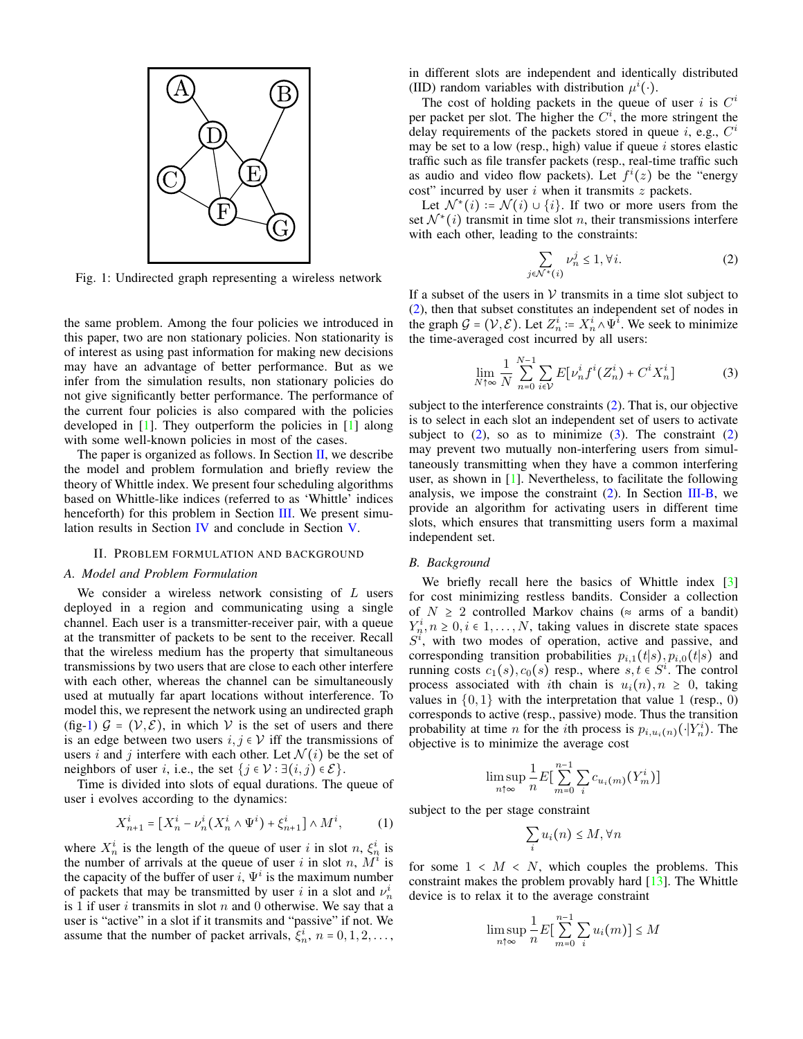Fig. 1: Undirected graph representing a wireless network

the same problem. Among the four policies we introduced in this paper, two are non stationary policies. Non stationarity is of interest as using past information for making new decisions may have an advantage of better performance. But as we infer from the simulation results, non stationary policies do not give significantly better performance. The performance of the current four policies is also compared with the policies developed in [1]. They outperform the policies in [1] along with some well-known policies in most of the cases.

The paper is organized as follows. In Section II, we describe the model and problem formulation and briefly review the theory of Whittle index. We present four scheduling algorithms based on Whittle-like indices (referred to as 'Whittle' indices henceforth) for this problem in Section III. We present simulation results in Section IV and conclude in Section V.

## II. Problem Formulation and Background

### A. Model and Problem Formulation

We consider a wireless network consisting of $L$ users deployed in a region and communicating using a single channel. Each user is a transmitter-receiver pair, with a queue at the transmitter of packets to be sent to the receiver. Recall that the wireless medium has the property that simultaneous transmissions by two users that are close to each other interfere with each other, whereas the channel can be simultaneously used at mutually far apart locations without interference. To model this, we represent the network using an undirected graph (fig-1) $\mathcal{G} = (\mathcal{V}, \mathcal{E})$, in which $\mathcal{V}$ is the set of users and there is an edge between two users $i, j \in \mathcal{V}$ iff the transmissions of users $i$ and $j$ interfere with each other. Let $\mathcal{N}(i)$ be the set of neighbors of user $i$, i.e., the set $\{j \in \mathcal{V} : \exists (i,j) \in \mathcal{E}\}$.

Time is divided into slots of equal durations. The queue of user i evolves according to the dynamics:

$$X_{n+1}^i = [X_n^i - \nu_n^i (X_n^i \wedge \Psi^i) + \xi_{n+1}^i] \wedge M^i, \tag{1}$$

where $X_n^i$ is the length of the queue of user $i$ in slot $n$, $\xi_n^i$ is the number of arrivals at the queue of user $i$ in slot $n$, $M^i$ is the capacity of the buffer of user $i$, $\Psi^i$ is the maximum number of packets that may be transmitted by user $i$ in a slot and $\nu_n^i$ is 1 if user $i$ transmits in slot $n$ and 0 otherwise. We say that a user is "active" in a slot if it transmits and "passive" if not. We assume that the number of packet arrivals, $\xi_n^i$, $n = 0, 1, 2, \ldots$, in different slots are independent and identically distributed (IID) random variables with distribution $\mu^i(\cdot)$.

The cost of holding packets in the queue of user $i$ is $C^i$ per packet per slot. The higher the $C^i$, the more stringent the delay requirements of the packets stored in queue $i$, e.g., $C^i$ may be set to a low (resp., high) value if queue $i$ stores elastic traffic such as file transfer packets (resp., real-time traffic such as audio and video flow packets). Let $f^i(z)$ be the "energy cost" incurred by user $i$ when it transmits $z$ packets.

Let $\mathcal{N}^*(i) := \mathcal{N}(i) \cup \{i\}$. If two or more users from the set $\mathcal{N}^*(i)$ transmit in time slot $n$, their transmissions interfere with each other, leading to the constraints:

$$\sum_{j \in \mathcal{N}^*(i)} \nu_n^j \le 1, \forall i. \tag{2}$$

If a subset of the users in $\mathcal{V}$ transmits in a time slot subject to (2), then that subset constitutes an independent set of nodes in the graph $\mathcal{G} = (\mathcal{V}, \mathcal{E})$. Let $Z_n^i := X_n^i \wedge \Psi^i$. We seek to minimize the time-averaged cost incurred by all users:

$$\lim_{N \uparrow \infty} \frac{1}{N} \sum_{n=0}^{N-1} \sum_{i \in \mathcal{V}} E[\nu_n^i f^i(Z_n^i) + C^i X_n^i] \tag{3}$$

subject to the interference constraints (2). That is, our objective is to select in each slot an independent set of users to activate subject to (2), so as to minimize (3). The constraint (2) may prevent two mutually non-interfering users from simultaneously transmitting when they have a common interfering user, as shown in [1]. Nevertheless, to facilitate the following analysis, we impose the constraint (2). In Section III-B, we provide an algorithm for activating users in different time slots, which ensures that transmitting users form a maximal independent set.

### B. Background

We briefly recall here the basics of Whittle index [3] for cost minimizing restless bandits. Consider a collection of $N \ge 2$ controlled Markov chains ($\approx$ arms of a bandit) $Y_n^i, n \ge 0, i \in 1, \ldots, N$, taking values in discrete state spaces $S^i$, with two modes of operation, active and passive, and corresponding transition probabilities $p_{i,1}(t|s), p_{i,0}(t|s)$ and running costs $c_1(s), c_0(s)$ resp., where $s, t \in S^i$. The control process associated with $i$th chain is $u_i(n), n \ge 0$, taking values in $\{0, 1\}$ with the interpretation that value 1 (resp., 0) corresponds to active (resp., passive) mode. Thus the transition probability at time $n$ for the $i$th process is $p_{i,u_i(n)}(\cdot|Y_n^i)$. The objective is to minimize the average cost

$$\limsup_{n \uparrow \infty} \frac{1}{n} E[\sum_{m=0}^{n-1} \sum_i c_{u_i(m)}(Y_m^i)]$$

subject to the per stage constraint

$$\sum_i u_i(n) \le M, \forall n$$

for some $1 < M < N$, which couples the problems. This constraint makes the problem provably hard [13]. The Whittle device is to relax it to the average constraint

$$\limsup_{n \uparrow \infty} \frac{1}{n} E[\sum_{m=0}^{n-1} \sum_i u_i(m)] \le M$$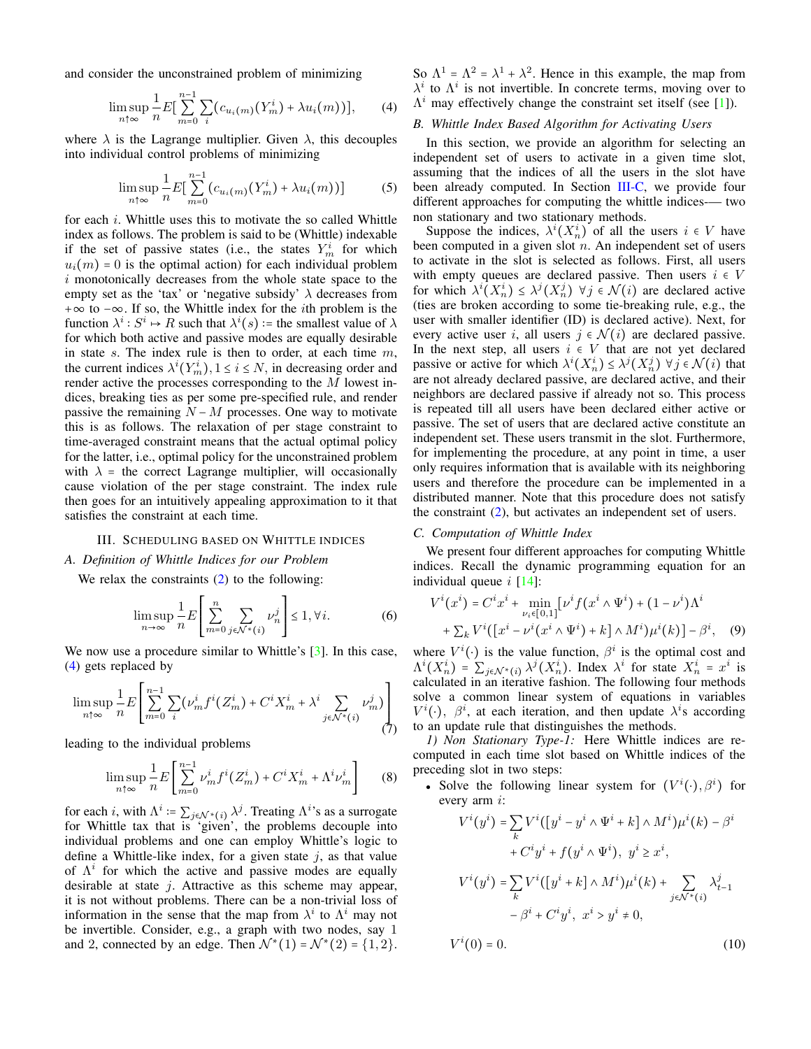and consider the unconstrained problem of minimizing

$$\limsup_{n\uparrow\infty} \frac{1}{n} E[\sum_{m=0}^{n-1}\sum_i (c_{u_i(m)}(Y_m^i) + \lambda u_i(m))], \tag{4}$$

where $\lambda$ is the Lagrange multiplier. Given $\lambda$, this decouples into individual control problems of minimizing

$$\limsup_{n\uparrow\infty} \frac{1}{n} E[\sum_{m=0}^{n-1} (c_{u_i(m)}(Y_m^i) + \lambda u_i(m))] \tag{5}$$

for each $i$. Whittle uses this to motivate the so called Whittle index as follows. The problem is said to be (Whittle) indexable if the set of passive states (i.e., the states $Y_m^i$ for which $u_i(m) = 0$ is the optimal action) for each individual problem $i$ monotonically decreases from the whole state space to the empty set as the 'tax' or 'negative subsidy' $\lambda$ decreases from $+\infty$ to $-\infty$. If so, the Whittle index for the $i$th problem is the function $\lambda^i : S^i \mapsto R$ such that $\lambda^i(s) :=$ the smallest value of $\lambda$ for which both active and passive modes are equally desirable in state $s$. The index rule is then to order, at each time $m$, the current indices $\lambda^i(Y_m^i), 1 \le i \le N$, in decreasing order and render active the processes corresponding to the $M$ lowest indices, breaking ties as per some pre-specified rule, and render passive the remaining $N - M$ processes. One way to motivate this is as follows. The relaxation of per stage constraint to time-averaged constraint means that the actual optimal policy for the latter, i.e., optimal policy for the unconstrained problem with $\lambda =$ the correct Lagrange multiplier, will occasionally cause violation of the per stage constraint. The index rule then goes for an intuitively appealing approximation to it that satisfies the constraint at each time.

## III. Scheduling based on Whittle indices

### A. Definition of Whittle Indices for our Problem

We relax the constraints (2) to the following:

$$\limsup_{n\to\infty} \frac{1}{n} E\left[\sum_{m=0}^{n} \sum_{j\in\mathcal{N}^*(i)} \nu_n^j\right] \le 1, \forall i. \tag{6}$$

We now use a procedure similar to Whittle's [3]. In this case, (4) gets replaced by

$$\limsup_{n\uparrow\infty} \frac{1}{n} E\left[\sum_{m=0}^{n-1}\sum_i (\nu_m^i f^i(Z_m^i) + C^i X_m^i + \lambda^i \sum_{j\in\mathcal{N}^*(i)} \nu_m^j)\right] \tag{7}$$

leading to the individual problems

$$\limsup_{n\uparrow\infty} \frac{1}{n} E\left[\sum_{m=0}^{n-1} \nu_m^i f^i(Z_m^i) + C^i X_m^i + \Lambda^i \nu_m^i\right] \tag{8}$$

for each $i$, with $\Lambda^i := \sum_{j\in\mathcal{N}^*(i)} \lambda^j$. Treating $\Lambda^i$'s as a surrogate for Whittle tax that is 'given', the problems decouple into individual problems and one can employ Whittle's logic to define a Whittle-like index, for a given state $j$, as that value of $\Lambda^i$ for which the active and passive modes are equally desirable at state $j$. Attractive as this scheme may appear, it is not without problems. There can be a non-trivial loss of information in the sense that the map from $\lambda^i$ to $\Lambda^i$ may not be invertible. Consider, e.g., a graph with two nodes, say 1 and 2, connected by an edge. Then $\mathcal{N}^*(1) = \mathcal{N}^*(2) = \{1, 2\}$. So $\Lambda^1 = \Lambda^2 = \lambda^1 + \lambda^2$. Hence in this example, the map from $\lambda^i$ to $\Lambda^i$ is not invertible. In concrete terms, moving over to $\Lambda^i$ may effectively change the constraint set itself (see [1]).

### B. Whittle Index Based Algorithm for Activating Users

In this section, we provide an algorithm for selecting an independent set of users to activate in a given time slot, assuming that the indices of all the users in the slot have been already computed. In Section III-C, we provide four different approaches for computing the whittle indices-— two non stationary and two stationary methods.

Suppose the indices, $\lambda^i(X_n^i)$ of all the users $i \in V$ have been computed in a given slot $n$. An independent set of users to activate in the slot is selected as follows. First, all users with empty queues are declared passive. Then users $i \in V$ for which $\lambda^i(X_n^i) \le \lambda^j(X_n^j)\ \forall j \in \mathcal{N}(i)$ are declared active (ties are broken according to some tie-breaking rule, e.g., the user with smaller identifier (ID) is declared active). Next, for every active user $i$, all users $j \in \mathcal{N}(i)$ are declared passive. In the next step, all users $i \in V$ that are not yet declared passive or active for which $\lambda^i(X_n^i) \le \lambda^j(X_n^j)\ \forall j \in \mathcal{N}(i)$ that are not already declared passive, are declared active, and their neighbors are declared passive if already not so. This process is repeated till all users have been declared either active or passive. The set of users that are declared active constitute an independent set. These users transmit in the slot. Furthermore, for implementing the procedure, at any point in time, a user only requires information that is available with its neighboring users and therefore the procedure can be implemented in a distributed manner. Note that this procedure does not satisfy the constraint (2), but activates an independent set of users.

### C. Computation of Whittle Index

We present four different approaches for computing Whittle indices. Recall the dynamic programming equation for an individual queue $i$ [14]:

$$\begin{aligned} V^i(x^i) &= C^i x^i + \min_{\nu_i\in[0,1]} \big[\nu^i f(x^i \wedge \Psi^i) + (1-\nu^i)\Lambda^i \\ &+ \textstyle\sum_k V^i([x^i - \nu^i(x^i\wedge\Psi^i) + k] \wedge M^i)\mu^i(k)\big] - \beta^i, \end{aligned} \tag{9}$$

where $V^i(\cdot)$ is the value function, $\beta^i$ is the optimal cost and $\Lambda^i(X_n^i) = \sum_{j\in\mathcal{N}^*(i)} \lambda^j(X_n^i)$. Index $\lambda^i$ for state $X_n^i = x^i$ is calculated in an iterative fashion. The following four methods solve a common linear system of equations in variables $V^i(\cdot)$, $\beta^i$, at each iteration, and then update $\lambda^i$'s according to an update rule that distinguishes the methods.

*1) Non Stationary Type-1:* Here Whittle indices are recomputed in each time slot based on Whittle indices of the preceding slot in two steps:

- Solve the following linear system for $(V^i(\cdot), \beta^i)$ for every arm $i$:

$$\begin{aligned} V^i(y^i) &= \sum_k V^i([y^i - y^i\wedge\Psi^i + k]\wedge M^i)\mu^i(k) - \beta^i \\ &+ C^i y^i + f(y^i \wedge \Psi^i),\ y^i \ge x^i, \\ V^i(y^i) &= \sum_k V^i([y^i + k]\wedge M^i)\mu^i(k) + \sum_{j\in\mathcal{N}^*(i)} \lambda_{t-1}^j \\ &- \beta^i + C^i y^i,\ x^i > y^i \ne 0, \\ V^i(0) &= 0. \end{aligned} \tag{10}$$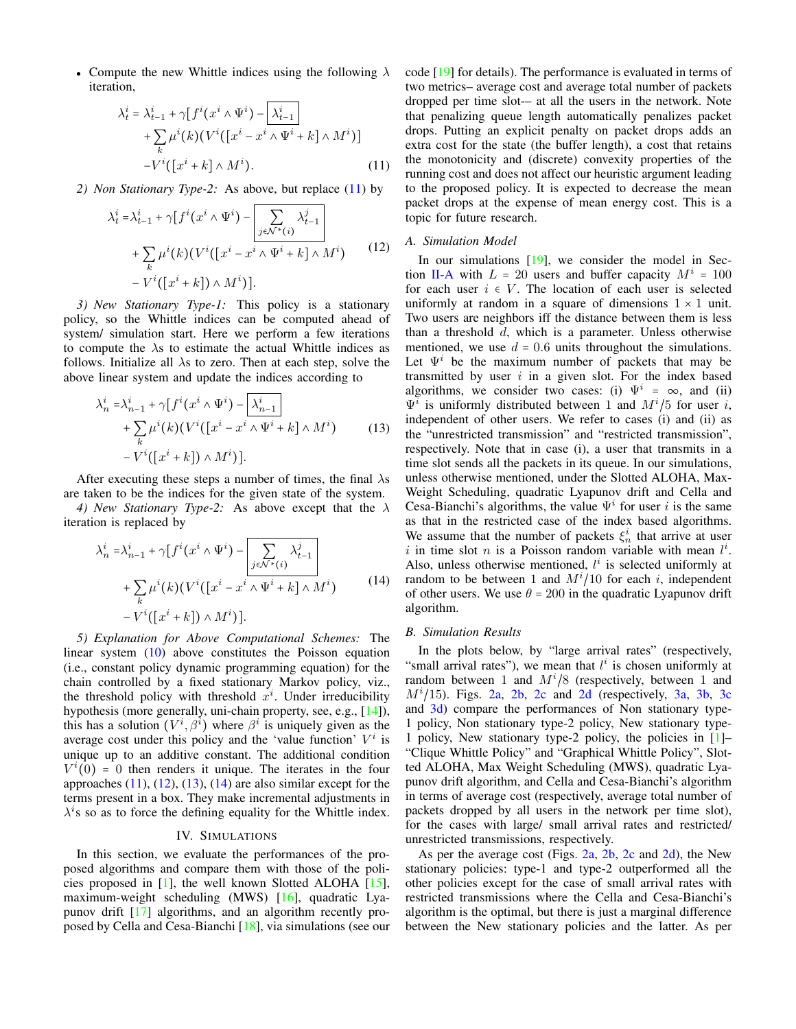- Compute the new Whittle indices using the following $\lambda$ iteration,

$$\lambda_t^i = \lambda_{t-1}^i + \gamma[f^i(x^i \wedge \Psi^i) - \boxed{\lambda_{t-1}^i} + \sum_k \mu^i(k)(V^i([x^i - x^i \wedge \Psi^i + k] \wedge M^i)] - V^i([x^i + k] \wedge M^i). \tag{11}$$

*2) Non Stationary Type-2:* As above, but replace (11) by

$$\lambda_t^i = \lambda_{t-1}^i + \gamma[f^i(x^i \wedge \Psi^i) - \boxed{\sum_{j \in \mathcal{N}^*(i)} \lambda_{t-1}^j} + \sum_k \mu^i(k)(V^i([x^i - x^i \wedge \Psi^i + k] \wedge M^i) - V^i([x^i + k]) \wedge M^i)]. \tag{12}$$

*3) New Stationary Type-1:* This policy is a stationary policy, so the Whittle indices can be computed ahead of system/ simulation start. Here we perform a few iterations to compute the $\lambda$s to estimate the actual Whittle indices as follows. Initialize all $\lambda$s to zero. Then at each step, solve the above linear system and update the indices according to

$$\lambda_n^i = \lambda_{n-1}^i + \gamma[f^i(x^i \wedge \Psi^i) - \boxed{\lambda_{n-1}^i} + \sum_k \mu^i(k)(V^i([x^i - x^i \wedge \Psi^i + k] \wedge M^i) - V^i([x^i + k]) \wedge M^i)]. \tag{13}$$

After executing these steps a number of times, the final $\lambda$s are taken to be the indices for the given state of the system.

*4) New Stationary Type-2:* As above except that the $\lambda$ iteration is replaced by

$$\lambda_n^i = \lambda_{n-1}^i + \gamma[f^i(x^i \wedge \Psi^i) - \boxed{\sum_{j \in \mathcal{N}^*(i)} \lambda_{t-1}^j} + \sum_k \mu^i(k)(V^i([x^i - x^i \wedge \Psi^i + k] \wedge M^i) - V^i([x^i + k]) \wedge M^i)]. \tag{14}$$

*5) Explanation for Above Computational Schemes:* The linear system (10) above constitutes the Poisson equation (i.e., constant policy dynamic programming equation) for the chain controlled by a fixed stationary Markov policy, viz., the threshold policy with threshold $x^i$. Under irreducibility hypothesis (more generally, uni-chain property, see, e.g., [14]), this has a solution $(V^i, \beta^i)$ where $\beta^i$ is uniquely given as the average cost under this policy and the 'value function' $V^i$ is unique up to an additive constant. The additional condition $V^i(0) = 0$ then renders it unique. The iterates in the four approaches (11), (12), (13), (14) are also similar except for the terms present in a box. They make incremental adjustments in $\lambda^i$'s so as to force the defining equality for the Whittle index.

## IV. Simulations

In this section, we evaluate the performances of the proposed algorithms and compare them with those of the policies proposed in [1], the well known Slotted ALOHA [15], maximum-weight scheduling (MWS) [16], quadratic Lyapunov drift [17] algorithms, and an algorithm recently proposed by Cella and Cesa-Bianchi [18], via simulations (see our code [19] for details). The performance is evaluated in terms of two metrics– average cost and average total number of packets dropped per time slot-– at all the users in the network. Note that penalizing queue length automatically penalizes packet drops. Putting an explicit penalty on packet drops adds an extra cost for the state (the buffer length), a cost that retains the monotonicity and (discrete) convexity properties of the running cost and does not affect our heuristic argument leading to the proposed policy. It is expected to decrease the mean packet drops at the expense of mean energy cost. This is a topic for future research.

### A. Simulation Model

In our simulations [19], we consider the model in Section II-A with $L = 20$ users and buffer capacity $M^i = 100$ for each user $i \in V$. The location of each user is selected uniformly at random in a square of dimensions $1 \times 1$ unit. Two users are neighbors iff the distance between them is less than a threshold $d$, which is a parameter. Unless otherwise mentioned, we use $d = 0.6$ units throughout the simulations. Let $\Psi^i$ be the maximum number of packets that may be transmitted by user $i$ in a given slot. For the index based algorithms, we consider two cases: (i) $\Psi^i = \infty$, and (ii) $\Psi^i$ is uniformly distributed between 1 and $M^i/5$ for user $i$, independent of other users. We refer to cases (i) and (ii) as the "unrestricted transmission" and "restricted transmission", respectively. Note that in case (i), a user that transmits in a time slot sends all the packets in its queue. In our simulations, unless otherwise mentioned, under the Slotted ALOHA, Max-Weight Scheduling, quadratic Lyapunov drift and Cella and Cesa-Bianchi's algorithms, the value $\Psi^i$ for user $i$ is the same as that in the restricted case of the index based algorithms. We assume that the number of packets $\xi_n^i$ that arrive at user $i$ in time slot $n$ is a Poisson random variable with mean $l^i$. Also, unless otherwise mentioned, $l^i$ is selected uniformly at random to be between 1 and $M^i/10$ for each $i$, independent of other users. We use $\theta = 200$ in the quadratic Lyapunov drift algorithm.

### B. Simulation Results

In the plots below, by "large arrival rates" (respectively, "small arrival rates"), we mean that $l^i$ is chosen uniformly at random between 1 and $M^i/8$ (respectively, between 1 and $M^i/15$). Figs. 2a, 2b, 2c and 2d (respectively, 3a, 3b, 3c and 3d) compare the performances of Non stationary type-1 policy, Non stationary type-2 policy, New stationary type-1 policy, New stationary type-2 policy, the policies in [1]– "Clique Whittle Policy" and "Graphical Whittle Policy", Slotted ALOHA, Max Weight Scheduling (MWS), quadratic Lyapunov drift algorithm, and Cella and Cesa-Bianchi's algorithm in terms of average cost (respectively, average total number of packets dropped by all users in the network per time slot), for the cases with large/ small arrival rates and restricted/ unrestricted transmissions, respectively.

As per the average cost (Figs. 2a, 2b, 2c and 2d), the New stationary policies: type-1 and type-2 outperformed all the other policies except for the case of small arrival rates with restricted transmissions where the Cella and Cesa-Bianchi's algorithm is the optimal, but there is just a marginal difference between the New stationary policies and the latter. As per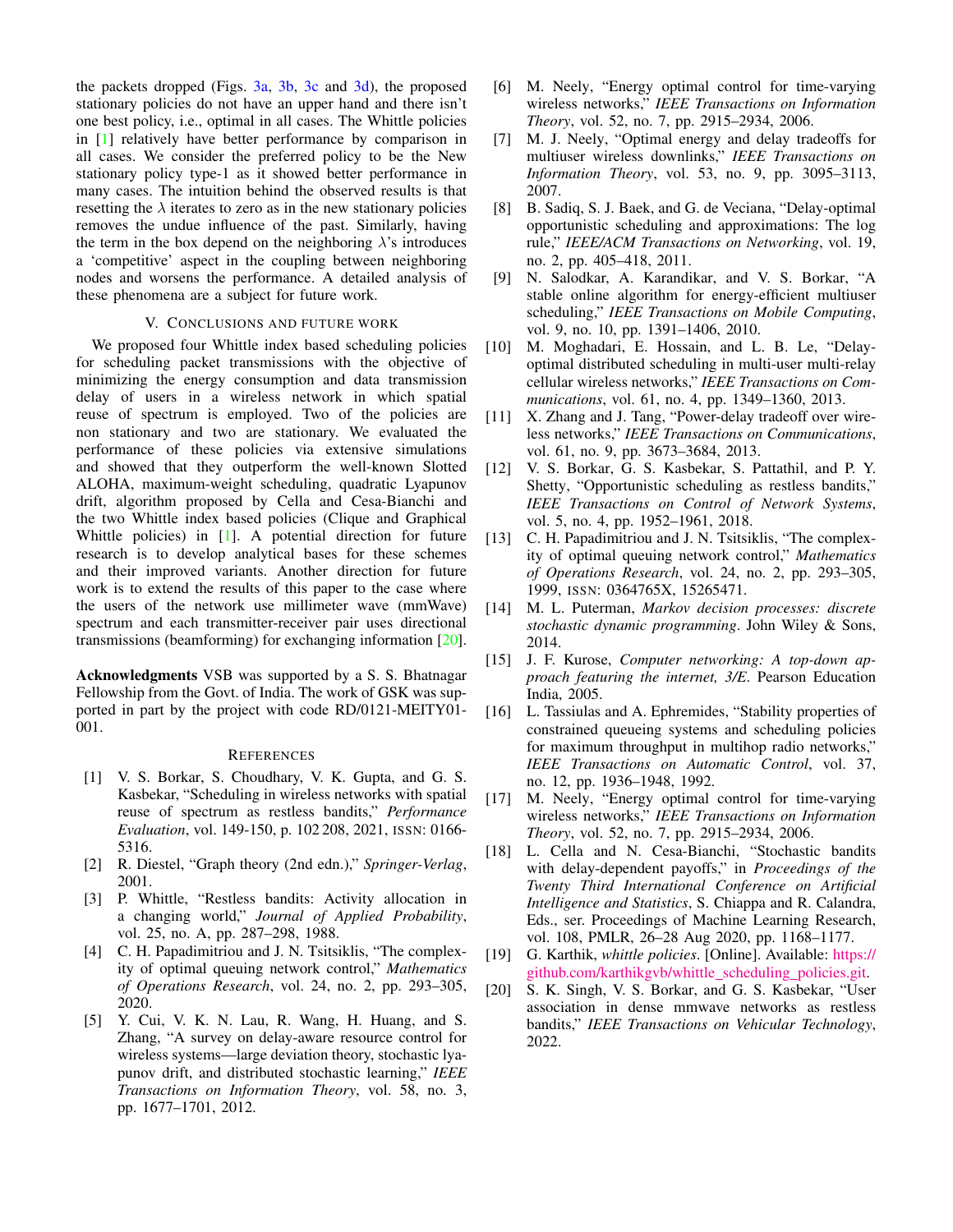the packets dropped (Figs. 3a, 3b, 3c and 3d), the proposed stationary policies do not have an upper hand and there isn't one best policy, i.e., optimal in all cases. The Whittle policies in [1] relatively have better performance by comparison in all cases. We consider the preferred policy to be the New stationary policy type-1 as it showed better performance in many cases. The intuition behind the observed results is that resetting the $\lambda$ iterates to zero as in the new stationary policies removes the undue influence of the past. Similarly, having the term in the box depend on the neighboring $\lambda$'s introduces a 'competitive' aspect in the coupling between neighboring nodes and worsens the performance. A detailed analysis of these phenomena are a subject for future work.

## V. Conclusions and future work

We proposed four Whittle index based scheduling policies for scheduling packet transmissions with the objective of minimizing the energy consumption and data transmission delay of users in a wireless network in which spatial reuse of spectrum is employed. Two of the policies are non stationary and two are stationary. We evaluated the performance of these policies via extensive simulations and showed that they outperform the well-known Slotted ALOHA, maximum-weight scheduling, quadratic Lyapunov drift, algorithm proposed by Cella and Cesa-Bianchi and the two Whittle index based policies (Clique and Graphical Whittle policies) in [1]. A potential direction for future research is to develop analytical bases for these schemes and their improved variants. Another direction for future work is to extend the results of this paper to the case where the users of the network use millimeter wave (mmWave) spectrum and each transmitter-receiver pair uses directional transmissions (beamforming) for exchanging information [20].

**Acknowledgments** VSB was supported by a S. S. Bhatnagar Fellowship from the Govt. of India. The work of GSK was supported in part by the project with code RD/0121-MEITY01-001.

## References

[1] V. S. Borkar, S. Choudhary, V. K. Gupta, and G. S. Kasbekar, "Scheduling in wireless networks with spatial reuse of spectrum as restless bandits," *Performance Evaluation*, vol. 149-150, p. 102 208, 2021, ISSN: 0166-5316.

[2] R. Diestel, "Graph theory (2nd edn.)," *Springer-Verlag*, 2001.

[3] P. Whittle, "Restless bandits: Activity allocation in a changing world," *Journal of Applied Probability*, vol. 25, no. A, pp. 287–298, 1988.

[4] C. H. Papadimitriou and J. N. Tsitsiklis, "The complexity of optimal queuing network control," *Mathematics of Operations Research*, vol. 24, no. 2, pp. 293–305, 2020.

[5] Y. Cui, V. K. N. Lau, R. Wang, H. Huang, and S. Zhang, "A survey on delay-aware resource control for wireless systems—large deviation theory, stochastic lyapunov drift, and distributed stochastic learning," *IEEE Transactions on Information Theory*, vol. 58, no. 3, pp. 1677–1701, 2012.

[6] M. Neely, "Energy optimal control for time-varying wireless networks," *IEEE Transactions on Information Theory*, vol. 52, no. 7, pp. 2915–2934, 2006.

[7] M. J. Neely, "Optimal energy and delay tradeoffs for multiuser wireless downlinks," *IEEE Transactions on Information Theory*, vol. 53, no. 9, pp. 3095–3113, 2007.

[8] B. Sadiq, S. J. Baek, and G. de Veciana, "Delay-optimal opportunistic scheduling and approximations: The log rule," *IEEE/ACM Transactions on Networking*, vol. 19, no. 2, pp. 405–418, 2011.

[9] N. Salodkar, A. Karandikar, and V. S. Borkar, "A stable online algorithm for energy-efficient multiuser scheduling," *IEEE Transactions on Mobile Computing*, vol. 9, no. 10, pp. 1391–1406, 2010.

[10] M. Moghadari, E. Hossain, and L. B. Le, "Delay-optimal distributed scheduling in multi-user multi-relay cellular wireless networks," *IEEE Transactions on Communications*, vol. 61, no. 4, pp. 1349–1360, 2013.

[11] X. Zhang and J. Tang, "Power-delay tradeoff over wireless networks," *IEEE Transactions on Communications*, vol. 61, no. 9, pp. 3673–3684, 2013.

[12] V. S. Borkar, G. S. Kasbekar, S. Pattathil, and P. Y. Shetty, "Opportunistic scheduling as restless bandits," *IEEE Transactions on Control of Network Systems*, vol. 5, no. 4, pp. 1952–1961, 2018.

[13] C. H. Papadimitriou and J. N. Tsitsiklis, "The complexity of optimal queuing network control," *Mathematics of Operations Research*, vol. 24, no. 2, pp. 293–305, 1999, ISSN: 0364765X, 15265471.

[14] M. L. Puterman, *Markov decision processes: discrete stochastic dynamic programming*. John Wiley & Sons, 2014.

[15] J. F. Kurose, *Computer networking: A top-down approach featuring the internet, 3/E*. Pearson Education India, 2005.

[16] L. Tassiulas and A. Ephremides, "Stability properties of constrained queueing systems and scheduling policies for maximum throughput in multihop radio networks," *IEEE Transactions on Automatic Control*, vol. 37, no. 12, pp. 1936–1948, 1992.

[17] M. Neely, "Energy optimal control for time-varying wireless networks," *IEEE Transactions on Information Theory*, vol. 52, no. 7, pp. 2915–2934, 2006.

[18] L. Cella and N. Cesa-Bianchi, "Stochastic bandits with delay-dependent payoffs," in *Proceedings of the Twenty Third International Conference on Artificial Intelligence and Statistics*, S. Chiappa and R. Calandra, Eds., ser. Proceedings of Machine Learning Research, vol. 108, PMLR, 26–28 Aug 2020, pp. 1168–1177.

[19] G. Karthik, *whittle policies*. [Online]. Available: https://github.com/karthikgvb/whittle_scheduling_policies.git.

[20] S. K. Singh, V. S. Borkar, and G. S. Kasbekar, "User association in dense mmwave networks as restless bandits," *IEEE Transactions on Vehicular Technology*, 2022.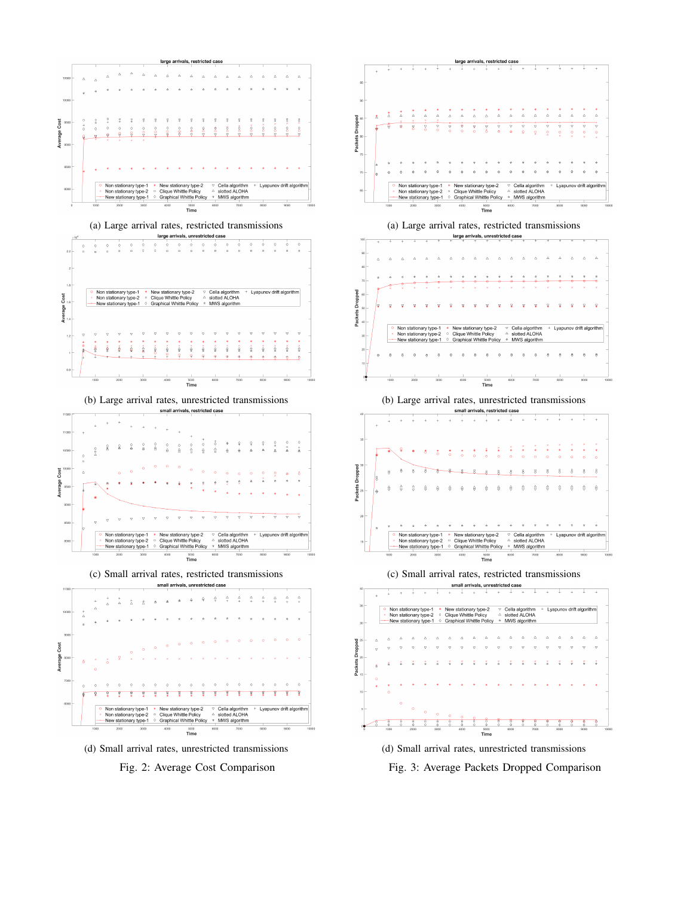large arrivals, restricted case

Average Cost

Time

Non stationary type-1 | New stationary type-2 | Cella algorithm | Lyapunov drift algorithm
Non stationary type-2 | Clique Whittle Policy | slotted ALOHA
New stationary type-1 | Graphical Whittle Policy | MWS algorithm

(a) Large arrival rates, restricted transmissions

large arrivals, unrestricted case

Average Cost

Time

(b) Large arrival rates, unrestricted transmissions

small arrivals, restricted case

Average Cost

Time

(c) Small arrival rates, restricted transmissions

small arrivals, unrestricted case

Average Cost

Time

(d) Small arrival rates, unrestricted transmissions

Fig. 2: Average Cost Comparison

large arrivals, restricted case

Packets Dropped

Time

(a) Large arrival rates, restricted transmissions

large arrivals, unrestricted case

Packets Dropped

Time

(b) Large arrival rates, unrestricted transmissions

small arrivals, restricted case

Packets Dropped

Time

(c) Small arrival rates, restricted transmissions

small arrivals, unrestricted case

Packets Dropped

Time

(d) Small arrival rates, unrestricted transmissions

Fig. 3: Average Packets Dropped Comparison